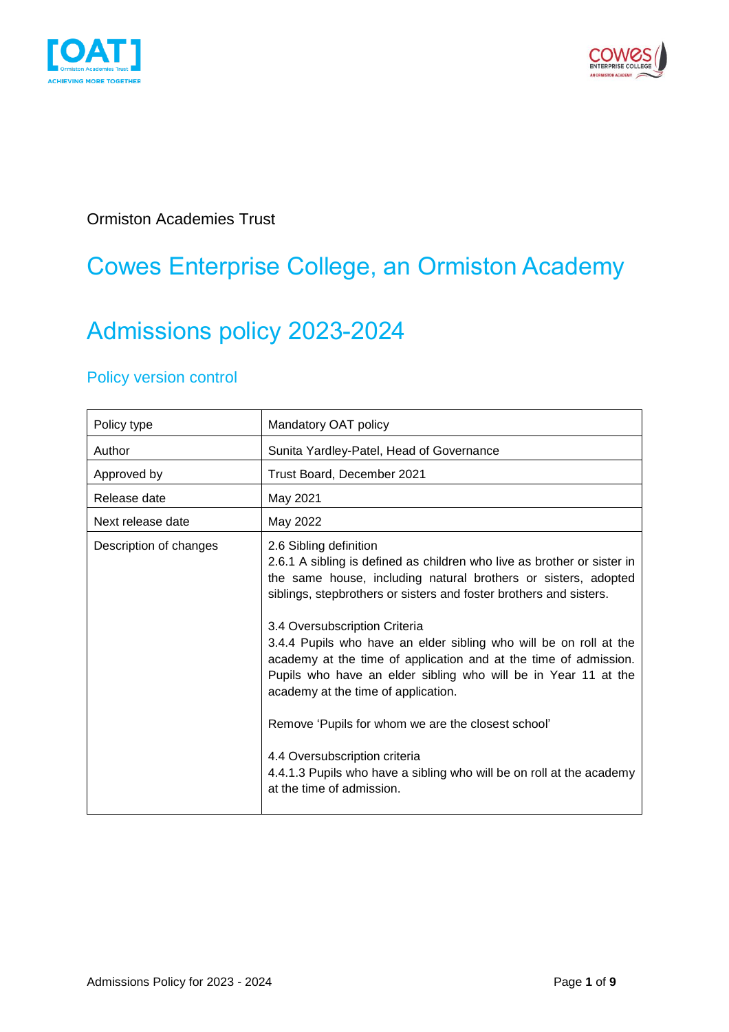Ormiston Academies Trust

# Cowes Enterprise College, an Ormiston Academy

# Admissions policy 2023-2024

## Policy version control

| Policy type | Mandatory OAT policy |
|---|---|
| Author | Sunita Yardley-Patel, Head of Governance |
| Approved by | Trust Board, December 2021 |
| Release date | May 2021 |
| Next release date | May 2022 |
| Description of changes | 2.6 Sibling definition<br>2.6.1 A sibling is defined as children who live as brother or sister in the same house, including natural brothers or sisters, adopted siblings, stepbrothers or sisters and foster brothers and sisters.<br><br>3.4 Oversubscription Criteria<br>3.4.4 Pupils who have an elder sibling who will be on roll at the academy at the time of application and at the time of admission. Pupils who have an elder sibling who will be in Year 11 at the academy at the time of application.<br><br>Remove 'Pupils for whom we are the closest school'<br><br>4.4 Oversubscription criteria<br>4.4.1.3 Pupils who have a sibling who will be on roll at the academy at the time of admission. |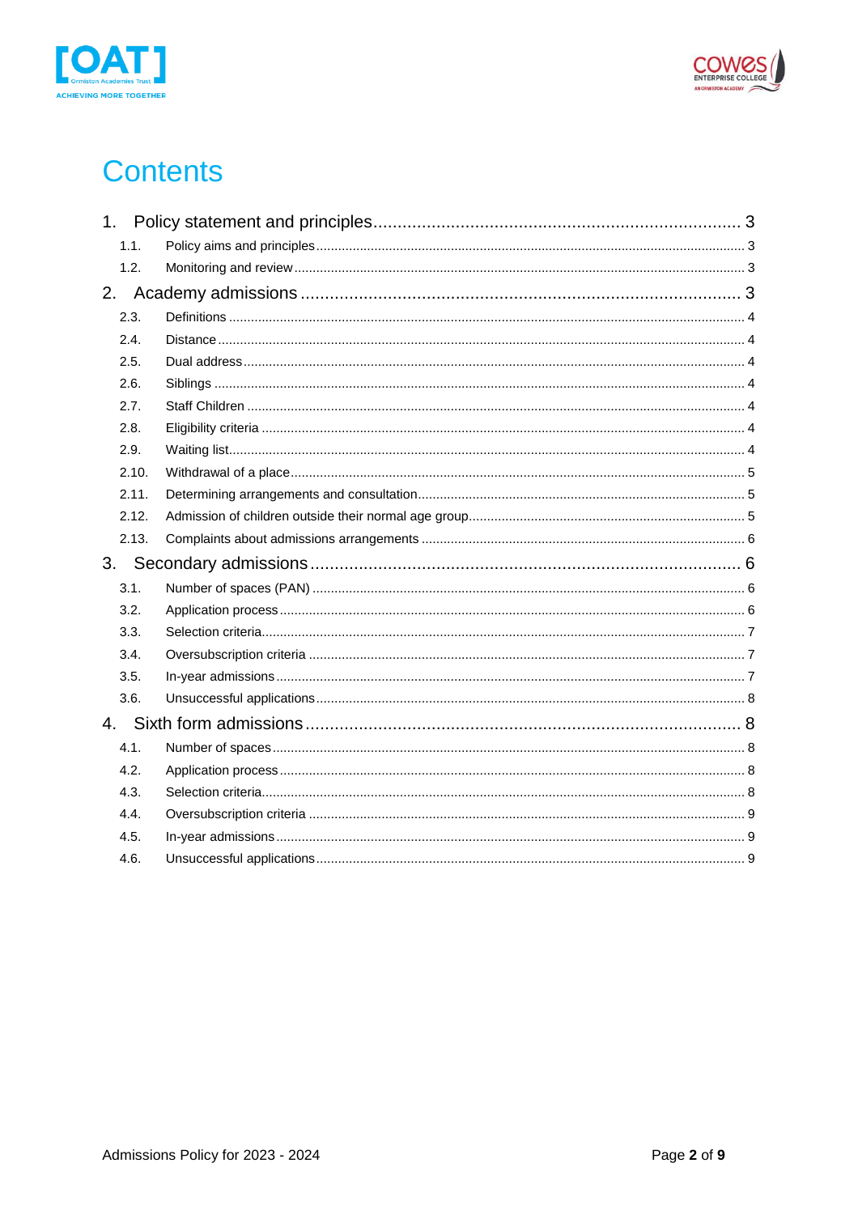# Contents

1. Policy statement and principles ........................................ 3
   - 1.1. Policy aims and principles ........................................ 3
   - 1.2. Monitoring and review ........................................ 3
2. Academy admissions ........................................ 3
   - 2.3. Definitions ........................................ 4
   - 2.4. Distance ........................................ 4
   - 2.5. Dual address ........................................ 4
   - 2.6. Siblings ........................................ 4
   - 2.7. Staff Children ........................................ 4
   - 2.8. Eligibility criteria ........................................ 4
   - 2.9. Waiting list ........................................ 4
   - 2.10. Withdrawal of a place ........................................ 5
   - 2.11. Determining arrangements and consultation ........................................ 5
   - 2.12. Admission of children outside their normal age group ........................................ 5
   - 2.13. Complaints about admissions arrangements ........................................ 6
3. Secondary admissions ........................................ 6
   - 3.1. Number of spaces (PAN) ........................................ 6
   - 3.2. Application process ........................................ 6
   - 3.3. Selection criteria ........................................ 7
   - 3.4. Oversubscription criteria ........................................ 7
   - 3.5. In-year admissions ........................................ 7
   - 3.6. Unsuccessful applications ........................................ 8
4. Sixth form admissions ........................................ 8
   - 4.1. Number of spaces ........................................ 8
   - 4.2. Application process ........................................ 8
   - 4.3. Selection criteria ........................................ 8
   - 4.4. Oversubscription criteria ........................................ 9
   - 4.5. In-year admissions ........................................ 9
   - 4.6. Unsuccessful applications ........................................ 9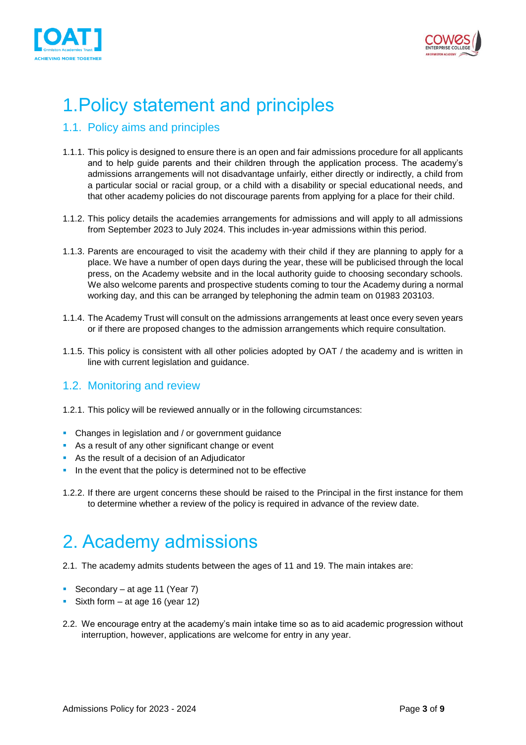# 1.Policy statement and principles

## 1.1. Policy aims and principles

1.1.1. This policy is designed to ensure there is an open and fair admissions procedure for all applicants and to help guide parents and their children through the application process. The academy's admissions arrangements will not disadvantage unfairly, either directly or indirectly, a child from a particular social or racial group, or a child with a disability or special educational needs, and that other academy policies do not discourage parents from applying for a place for their child.

1.1.2. This policy details the academies arrangements for admissions and will apply to all admissions from September 2023 to July 2024. This includes in-year admissions within this period.

1.1.3. Parents are encouraged to visit the academy with their child if they are planning to apply for a place. We have a number of open days during the year, these will be publicised through the local press, on the Academy website and in the local authority guide to choosing secondary schools. We also welcome parents and prospective students coming to tour the Academy during a normal working day, and this can be arranged by telephoning the admin team on 01983 203103.

1.1.4. The Academy Trust will consult on the admissions arrangements at least once every seven years or if there are proposed changes to the admission arrangements which require consultation.

1.1.5. This policy is consistent with all other policies adopted by OAT / the academy and is written in line with current legislation and guidance.

## 1.2. Monitoring and review

1.2.1. This policy will be reviewed annually or in the following circumstances:

- Changes in legislation and / or government guidance
- As a result of any other significant change or event
- As the result of a decision of an Adjudicator
- In the event that the policy is determined not to be effective

1.2.2. If there are urgent concerns these should be raised to the Principal in the first instance for them to determine whether a review of the policy is required in advance of the review date.

# 2. Academy admissions

2.1. The academy admits students between the ages of 11 and 19. The main intakes are:

- Secondary – at age 11 (Year 7)
- Sixth form – at age 16 (year 12)

2.2. We encourage entry at the academy's main intake time so as to aid academic progression without interruption, however, applications are welcome for entry in any year.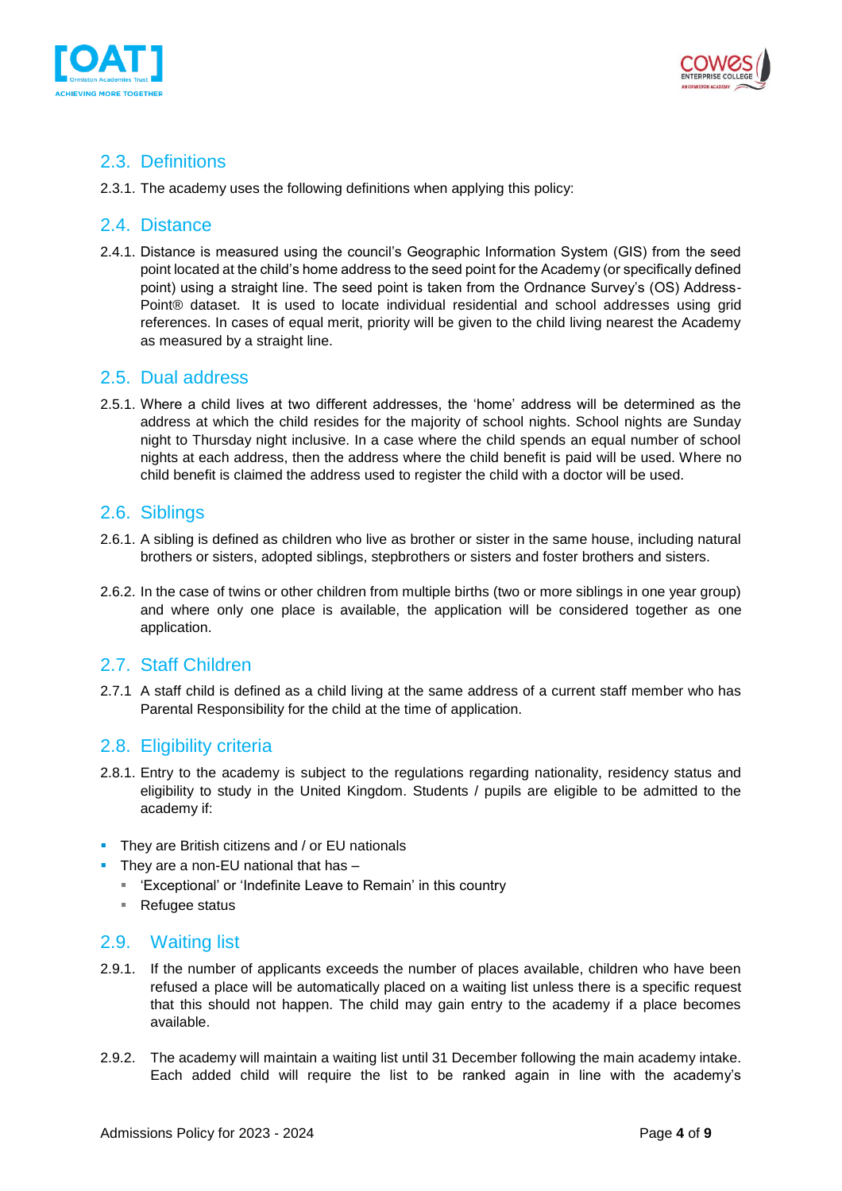## 2.3. Definitions

2.3.1. The academy uses the following definitions when applying this policy:

## 2.4. Distance

2.4.1. Distance is measured using the council's Geographic Information System (GIS) from the seed point located at the child's home address to the seed point for the Academy (or specifically defined point) using a straight line. The seed point is taken from the Ordnance Survey's (OS) Address-Point® dataset. It is used to locate individual residential and school addresses using grid references. In cases of equal merit, priority will be given to the child living nearest the Academy as measured by a straight line.

## 2.5. Dual address

2.5.1. Where a child lives at two different addresses, the 'home' address will be determined as the address at which the child resides for the majority of school nights. School nights are Sunday night to Thursday night inclusive. In a case where the child spends an equal number of school nights at each address, then the address where the child benefit is paid will be used. Where no child benefit is claimed the address used to register the child with a doctor will be used.

## 2.6. Siblings

2.6.1. A sibling is defined as children who live as brother or sister in the same house, including natural brothers or sisters, adopted siblings, stepbrothers or sisters and foster brothers and sisters.

2.6.2. In the case of twins or other children from multiple births (two or more siblings in one year group) and where only one place is available, the application will be considered together as one application.

## 2.7. Staff Children

2.7.1 A staff child is defined as a child living at the same address of a current staff member who has Parental Responsibility for the child at the time of application.

## 2.8. Eligibility criteria

2.8.1. Entry to the academy is subject to the regulations regarding nationality, residency status and eligibility to study in the United Kingdom. Students / pupils are eligible to be admitted to the academy if:

- They are British citizens and / or EU nationals
- They are a non-EU national that has –
  - 'Exceptional' or 'Indefinite Leave to Remain' in this country
  - Refugee status

## 2.9. Waiting list

2.9.1. If the number of applicants exceeds the number of places available, children who have been refused a place will be automatically placed on a waiting list unless there is a specific request that this should not happen. The child may gain entry to the academy if a place becomes available.

2.9.2. The academy will maintain a waiting list until 31 December following the main academy intake. Each added child will require the list to be ranked again in line with the academy's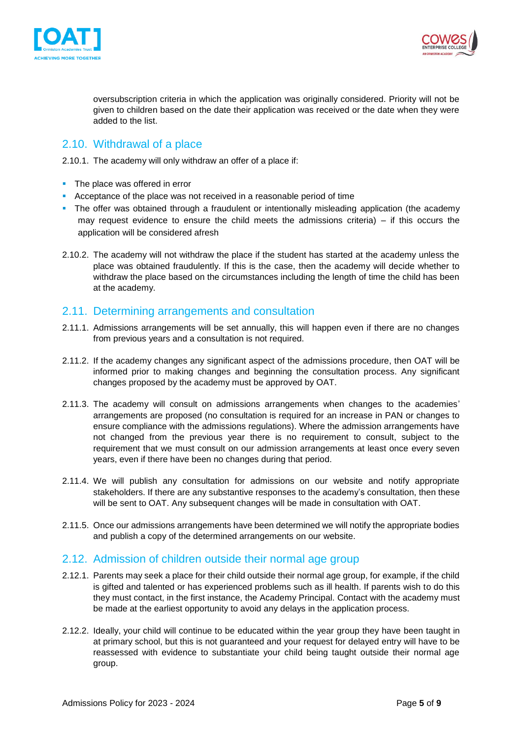oversubscription criteria in which the application was originally considered. Priority will not be given to children based on the date their application was received or the date when they were added to the list.

## 2.10. Withdrawal of a place

2.10.1. The academy will only withdraw an offer of a place if:

- The place was offered in error
- Acceptance of the place was not received in a reasonable period of time
- The offer was obtained through a fraudulent or intentionally misleading application (the academy may request evidence to ensure the child meets the admissions criteria) – if this occurs the application will be considered afresh

2.10.2. The academy will not withdraw the place if the student has started at the academy unless the place was obtained fraudulently. If this is the case, then the academy will decide whether to withdraw the place based on the circumstances including the length of time the child has been at the academy.

## 2.11. Determining arrangements and consultation

2.11.1. Admissions arrangements will be set annually, this will happen even if there are no changes from previous years and a consultation is not required.

2.11.2. If the academy changes any significant aspect of the admissions procedure, then OAT will be informed prior to making changes and beginning the consultation process. Any significant changes proposed by the academy must be approved by OAT.

2.11.3. The academy will consult on admissions arrangements when changes to the academies' arrangements are proposed (no consultation is required for an increase in PAN or changes to ensure compliance with the admissions regulations). Where the admission arrangements have not changed from the previous year there is no requirement to consult, subject to the requirement that we must consult on our admission arrangements at least once every seven years, even if there have been no changes during that period.

2.11.4. We will publish any consultation for admissions on our website and notify appropriate stakeholders. If there are any substantive responses to the academy's consultation, then these will be sent to OAT. Any subsequent changes will be made in consultation with OAT.

2.11.5. Once our admissions arrangements have been determined we will notify the appropriate bodies and publish a copy of the determined arrangements on our website.

## 2.12. Admission of children outside their normal age group

2.12.1. Parents may seek a place for their child outside their normal age group, for example, if the child is gifted and talented or has experienced problems such as ill health. If parents wish to do this they must contact, in the first instance, the Academy Principal. Contact with the academy must be made at the earliest opportunity to avoid any delays in the application process.

2.12.2. Ideally, your child will continue to be educated within the year group they have been taught in at primary school, but this is not guaranteed and your request for delayed entry will have to be reassessed with evidence to substantiate your child being taught outside their normal age group.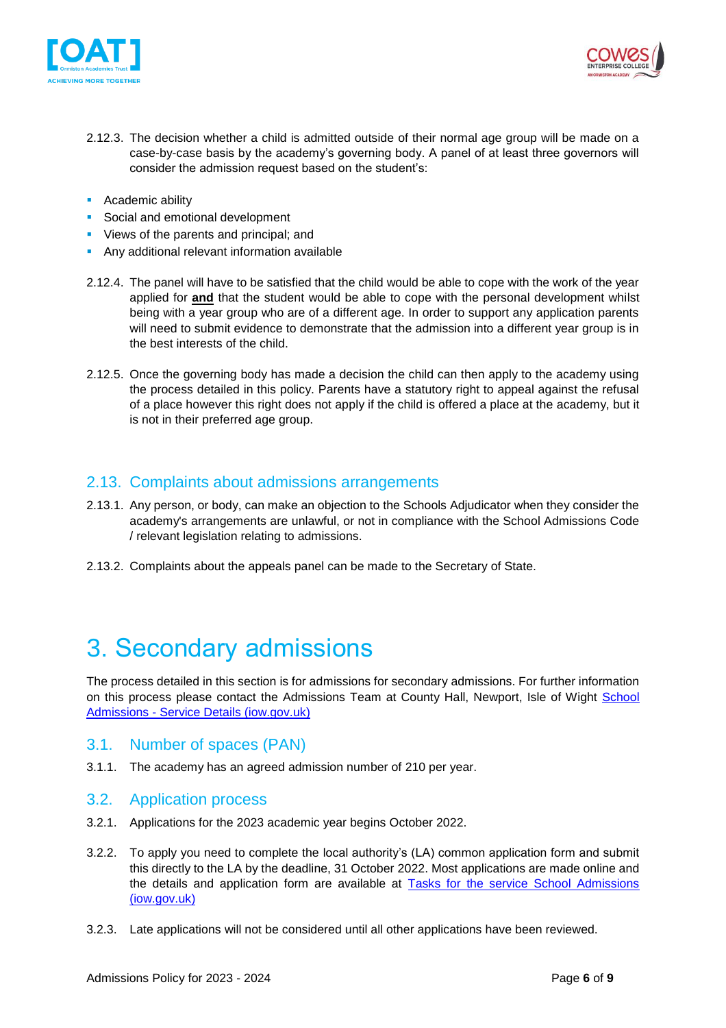2.12.3. The decision whether a child is admitted outside of their normal age group will be made on a case-by-case basis by the academy's governing body. A panel of at least three governors will consider the admission request based on the student's:

- Academic ability
- Social and emotional development
- Views of the parents and principal; and
- Any additional relevant information available

2.12.4. The panel will have to be satisfied that the child would be able to cope with the work of the year applied for **and** that the student would be able to cope with the personal development whilst being with a year group who are of a different age. In order to support any application parents will need to submit evidence to demonstrate that the admission into a different year group is in the best interests of the child.

2.12.5. Once the governing body has made a decision the child can then apply to the academy using the process detailed in this policy. Parents have a statutory right to appeal against the refusal of a place however this right does not apply if the child is offered a place at the academy, but it is not in their preferred age group.

## 2.13. Complaints about admissions arrangements

2.13.1. Any person, or body, can make an objection to the Schools Adjudicator when they consider the academy's arrangements are unlawful, or not in compliance with the School Admissions Code / relevant legislation relating to admissions.

2.13.2. Complaints about the appeals panel can be made to the Secretary of State.

# 3. Secondary admissions

The process detailed in this section is for admissions for secondary admissions. For further information on this process please contact the Admissions Team at County Hall, Newport, Isle of Wight School Admissions - Service Details (iow.gov.uk)

## 3.1. Number of spaces (PAN)

3.1.1. The academy has an agreed admission number of 210 per year.

## 3.2. Application process

3.2.1. Applications for the 2023 academic year begins October 2022.

3.2.2. To apply you need to complete the local authority's (LA) common application form and submit this directly to the LA by the deadline, 31 October 2022. Most applications are made online and the details and application form are available at Tasks for the service School Admissions (iow.gov.uk)

3.2.3. Late applications will not be considered until all other applications have been reviewed.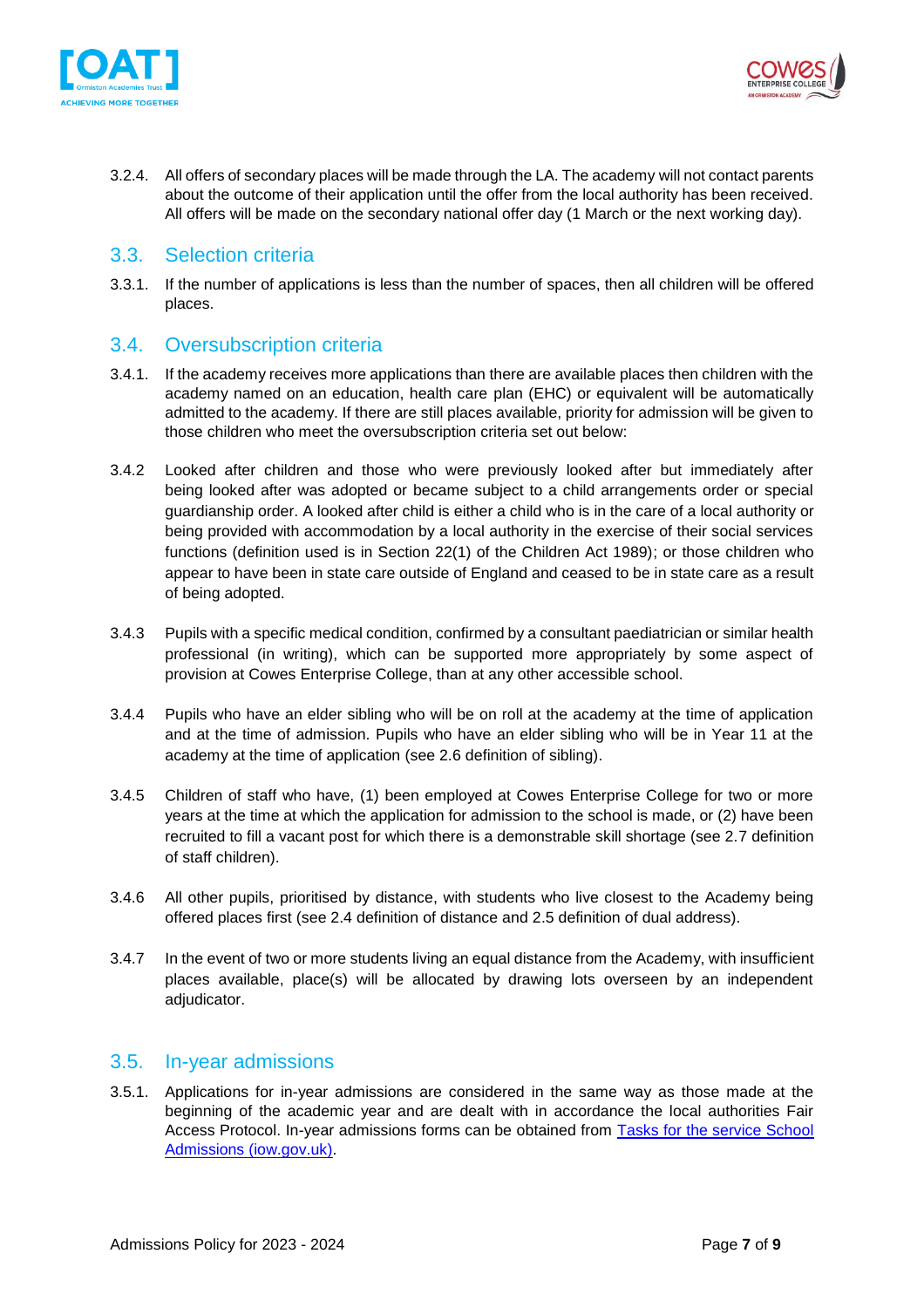3.2.4. All offers of secondary places will be made through the LA. The academy will not contact parents about the outcome of their application until the offer from the local authority has been received. All offers will be made on the secondary national offer day (1 March or the next working day).

## 3.3. Selection criteria

3.3.1. If the number of applications is less than the number of spaces, then all children will be offered places.

## 3.4. Oversubscription criteria

3.4.1. If the academy receives more applications than there are available places then children with the academy named on an education, health care plan (EHC) or equivalent will be automatically admitted to the academy. If there are still places available, priority for admission will be given to those children who meet the oversubscription criteria set out below:

3.4.2 Looked after children and those who were previously looked after but immediately after being looked after was adopted or became subject to a child arrangements order or special guardianship order. A looked after child is either a child who is in the care of a local authority or being provided with accommodation by a local authority in the exercise of their social services functions (definition used is in Section 22(1) of the Children Act 1989); or those children who appear to have been in state care outside of England and ceased to be in state care as a result of being adopted.

3.4.3 Pupils with a specific medical condition, confirmed by a consultant paediatrician or similar health professional (in writing), which can be supported more appropriately by some aspect of provision at Cowes Enterprise College, than at any other accessible school.

3.4.4 Pupils who have an elder sibling who will be on roll at the academy at the time of application and at the time of admission. Pupils who have an elder sibling who will be in Year 11 at the academy at the time of application (see 2.6 definition of sibling).

3.4.5 Children of staff who have, (1) been employed at Cowes Enterprise College for two or more years at the time at which the application for admission to the school is made, or (2) have been recruited to fill a vacant post for which there is a demonstrable skill shortage (see 2.7 definition of staff children).

3.4.6 All other pupils, prioritised by distance, with students who live closest to the Academy being offered places first (see 2.4 definition of distance and 2.5 definition of dual address).

3.4.7 In the event of two or more students living an equal distance from the Academy, with insufficient places available, place(s) will be allocated by drawing lots overseen by an independent adjudicator.

## 3.5. In-year admissions

3.5.1. Applications for in-year admissions are considered in the same way as those made at the beginning of the academic year and are dealt with in accordance the local authorities Fair Access Protocol. In-year admissions forms can be obtained from [Tasks for the service School Admissions (iow.gov.uk)](Tasks for the service School Admissions (iow.gov.uk)).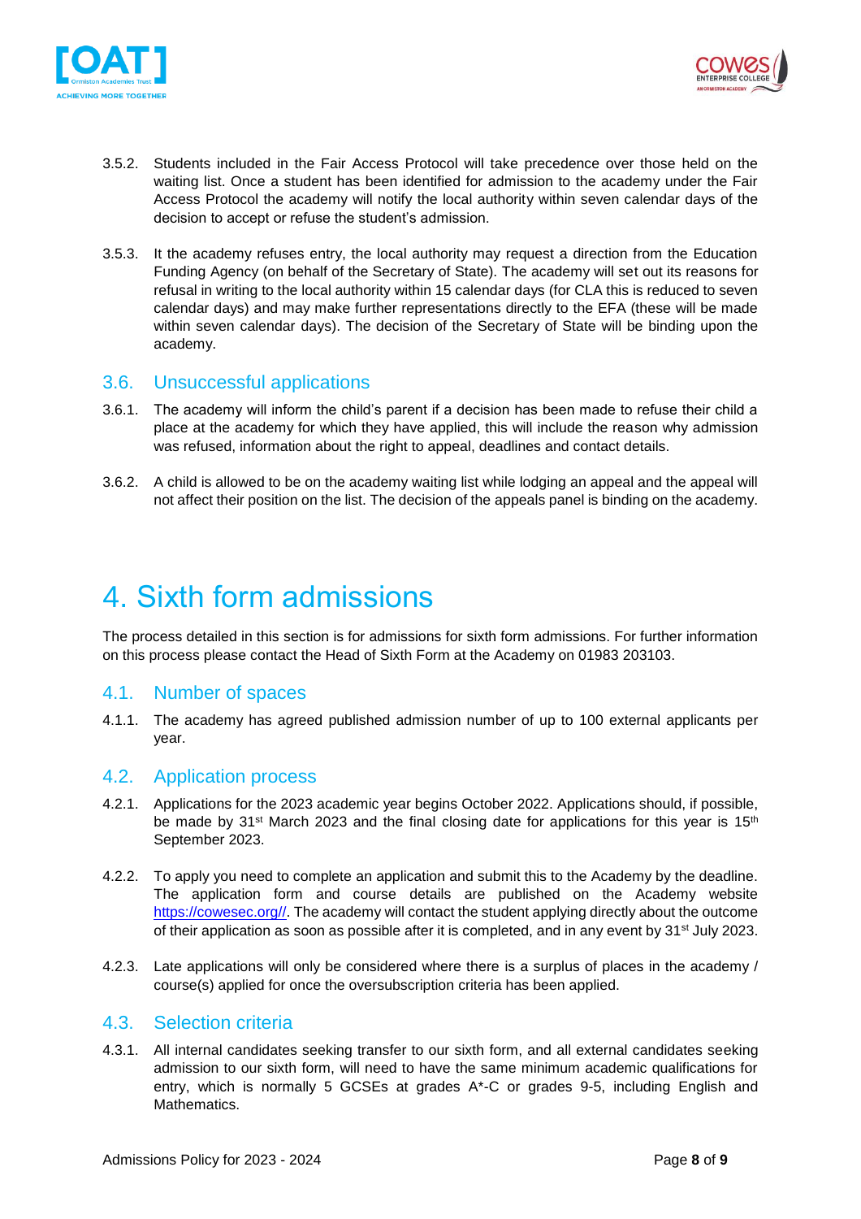3.5.2. Students included in the Fair Access Protocol will take precedence over those held on the waiting list. Once a student has been identified for admission to the academy under the Fair Access Protocol the academy will notify the local authority within seven calendar days of the decision to accept or refuse the student's admission.

3.5.3. It the academy refuses entry, the local authority may request a direction from the Education Funding Agency (on behalf of the Secretary of State). The academy will set out its reasons for refusal in writing to the local authority within 15 calendar days (for CLA this is reduced to seven calendar days) and may make further representations directly to the EFA (these will be made within seven calendar days). The decision of the Secretary of State will be binding upon the academy.

## 3.6. Unsuccessful applications

3.6.1. The academy will inform the child's parent if a decision has been made to refuse their child a place at the academy for which they have applied, this will include the reason why admission was refused, information about the right to appeal, deadlines and contact details.

3.6.2. A child is allowed to be on the academy waiting list while lodging an appeal and the appeal will not affect their position on the list. The decision of the appeals panel is binding on the academy.

# 4. Sixth form admissions

The process detailed in this section is for admissions for sixth form admissions. For further information on this process please contact the Head of Sixth Form at the Academy on 01983 203103.

## 4.1. Number of spaces

4.1.1. The academy has agreed published admission number of up to 100 external applicants per year.

## 4.2. Application process

4.2.1. Applications for the 2023 academic year begins October 2022. Applications should, if possible, be made by 31st March 2023 and the final closing date for applications for this year is 15th September 2023.

4.2.2. To apply you need to complete an application and submit this to the Academy by the deadline. The application form and course details are published on the Academy website https://cowesec.org//. The academy will contact the student applying directly about the outcome of their application as soon as possible after it is completed, and in any event by 31st July 2023.

4.2.3. Late applications will only be considered where there is a surplus of places in the academy / course(s) applied for once the oversubscription criteria has been applied.

## 4.3. Selection criteria

4.3.1. All internal candidates seeking transfer to our sixth form, and all external candidates seeking admission to our sixth form, will need to have the same minimum academic qualifications for entry, which is normally 5 GCSEs at grades A*-C or grades 9-5, including English and Mathematics.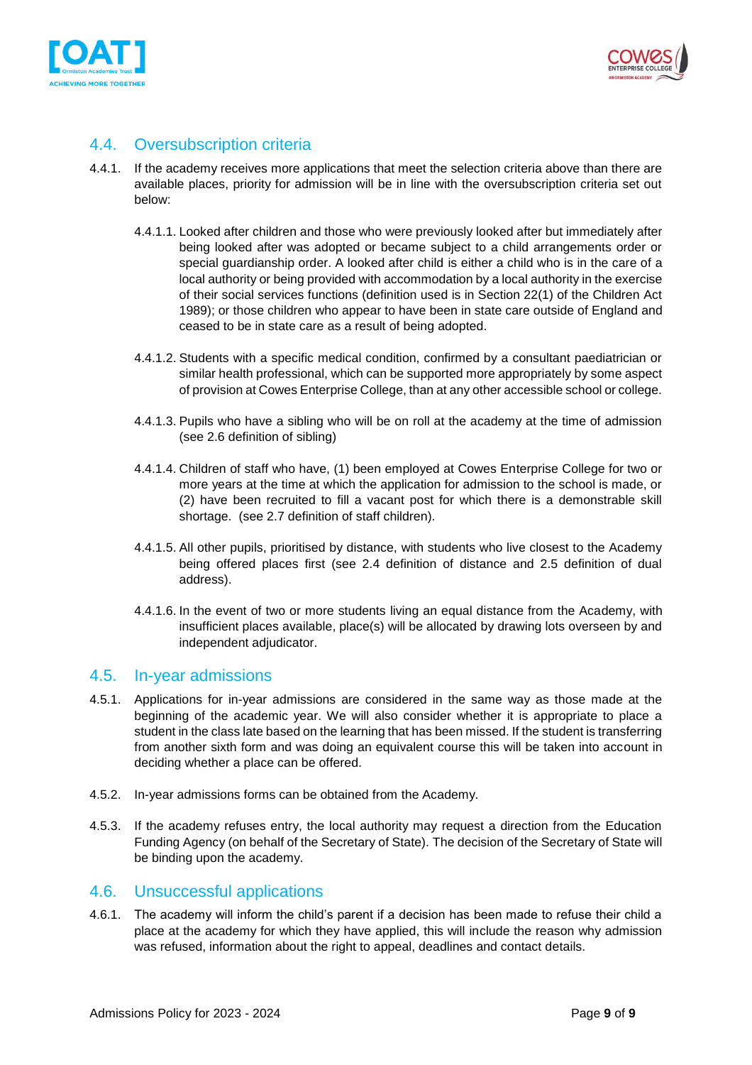## 4.4. Oversubscription criteria

4.4.1. If the academy receives more applications that meet the selection criteria above than there are available places, priority for admission will be in line with the oversubscription criteria set out below:

4.4.1.1. Looked after children and those who were previously looked after but immediately after being looked after was adopted or became subject to a child arrangements order or special guardianship order. A looked after child is either a child who is in the care of a local authority or being provided with accommodation by a local authority in the exercise of their social services functions (definition used is in Section 22(1) of the Children Act 1989); or those children who appear to have been in state care outside of England and ceased to be in state care as a result of being adopted.

4.4.1.2. Students with a specific medical condition, confirmed by a consultant paediatrician or similar health professional, which can be supported more appropriately by some aspect of provision at Cowes Enterprise College, than at any other accessible school or college.

4.4.1.3. Pupils who have a sibling who will be on roll at the academy at the time of admission (see 2.6 definition of sibling)

4.4.1.4. Children of staff who have, (1) been employed at Cowes Enterprise College for two or more years at the time at which the application for admission to the school is made, or (2) have been recruited to fill a vacant post for which there is a demonstrable skill shortage. (see 2.7 definition of staff children).

4.4.1.5. All other pupils, prioritised by distance, with students who live closest to the Academy being offered places first (see 2.4 definition of distance and 2.5 definition of dual address).

4.4.1.6. In the event of two or more students living an equal distance from the Academy, with insufficient places available, place(s) will be allocated by drawing lots overseen by and independent adjudicator.

## 4.5. In-year admissions

4.5.1. Applications for in-year admissions are considered in the same way as those made at the beginning of the academic year. We will also consider whether it is appropriate to place a student in the class late based on the learning that has been missed. If the student is transferring from another sixth form and was doing an equivalent course this will be taken into account in deciding whether a place can be offered.

4.5.2. In-year admissions forms can be obtained from the Academy.

4.5.3. If the academy refuses entry, the local authority may request a direction from the Education Funding Agency (on behalf of the Secretary of State). The decision of the Secretary of State will be binding upon the academy.

## 4.6. Unsuccessful applications

4.6.1. The academy will inform the child's parent if a decision has been made to refuse their child a place at the academy for which they have applied, this will include the reason why admission was refused, information about the right to appeal, deadlines and contact details.